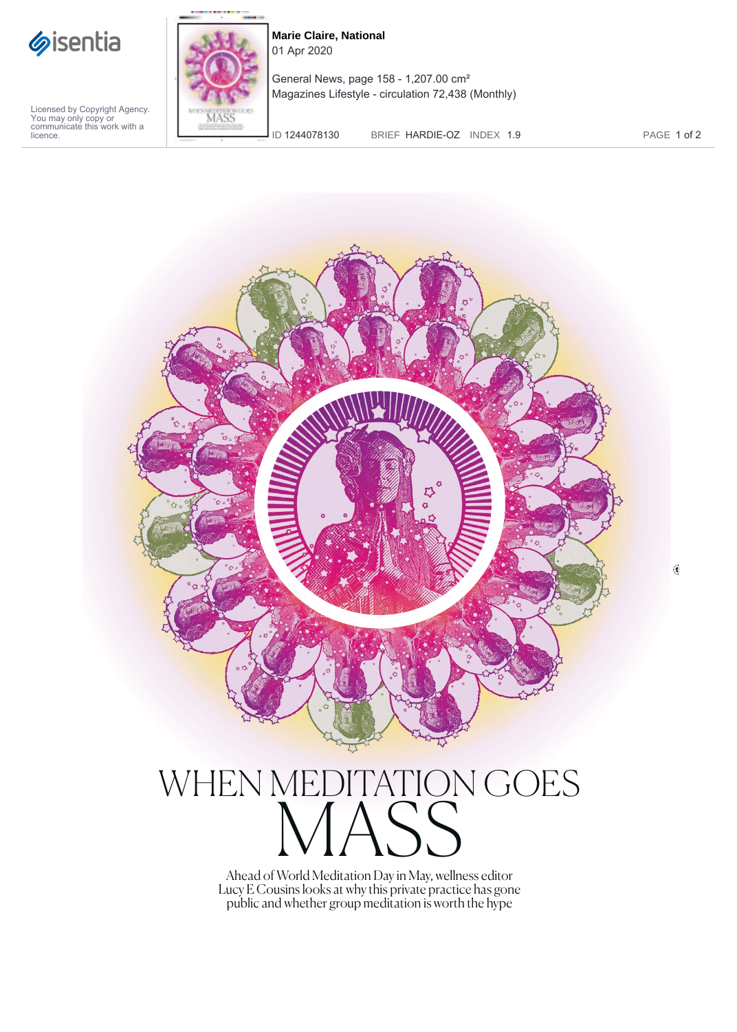# WHEN MEDITATION GOES MASS

Ahead of World Meditation Day in May, wellness editor Lucy E Cousins looks at why this private practice has gone public and whether group meditation is worth the hype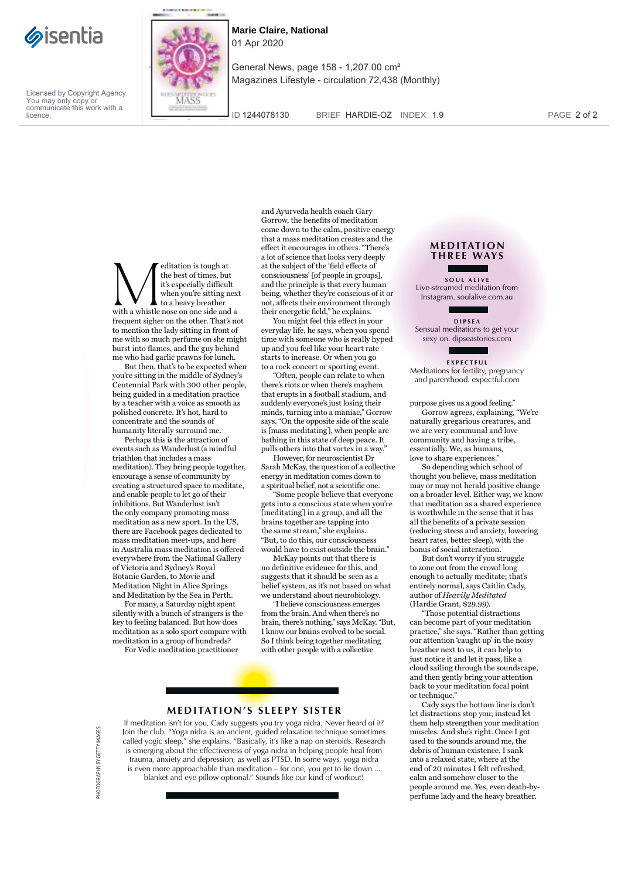Meditation is tough at the best of times, but it's especially difficult when you're sitting next to a heavy breather with a whistle nose on one side and a frequent sigher on the other. That's not to mention the lady sitting in front of me with so much perfume on she might burst into flames, and the guy behind me who had garlic prawns for lunch.

But then, that's to be expected when you're sitting in the middle of Sydney's Centennial Park with 300 other people, being guided in a meditation practice by a teacher with a voice as smooth as polished concrete. It's hot, hard to concentrate and the sounds of humanity literally surround me.

Perhaps this is the attraction of events such as Wanderlust (a mindful triathlon that includes a mass meditation). They bring people together, encourage a sense of community by creating a structured space to meditate, and enable people to let go of their inhibitions. But Wanderlust isn't the only company promoting mass meditation as a new sport. In the US, there are Facebook pages dedicated to mass meditation meet-ups, and here in Australia mass meditation is offered everywhere from the National Gallery of Victoria and Sydney's Royal Botanic Garden, to Movie and Meditation Night in Alice Springs and Meditation by the Sea in Perth.

For many, a Saturday night spent silently with a bunch of strangers is the key to feeling balanced. But how does meditation as a solo sport compare with meditation in a group of hundreds?

For Vedic meditation practitioner and Ayurveda health coach Gary Gorrow, the benefits of meditation come down to the calm, positive energy that a mass meditation creates and the effect it encourages in others. "There's a lot of science that looks very deeply at the subject of the 'field effects of consciousness' [of people in groups], and the principle is that every human being, whether they're conscious of it or not, affects their environment through their energetic field," he explains.

You might feel this effect in your everyday life, he says, when you spend time with someone who is really hyped up and you feel like your heart rate starts to increase. Or when you go to a rock concert or sporting event.

"Often, people can relate to when there's riots or when there's mayhem that erupts in a football stadium, and suddenly everyone's just losing their minds, turning into a maniac," Gorrow says. "On the opposite side of the scale is [mass meditating], when people are bathing in this state of deep peace. It pulls others into that vortex in a way."

However, for neuroscientist Dr Sarah McKay, the question of a collective energy in meditation comes down to a spiritual belief, not a scientific one.

"Some people believe that everyone gets into a conscious state when you're [meditating] in a group, and all the brains together are tapping into the same stream," she explains. "But, to do this, our consciousness would have to exist outside the brain."

McKay points out that there is no definitive evidence for this, and suggests that it should be seen as a belief system, as it's not based on what we understand about neurobiology.

"I believe consciousness emerges from the brain. And when there's no brain, there's nothing," says McKay. "But, I know our brains evolved to be social. So I think being together meditating with other people with a collective purpose gives us a good feeling."

Gorrow agrees, explaining, "We're naturally gregarious creatures, and we are very communal and love community and having a tribe, essentially. We, as humans, love to share experiences."

So depending which school of thought you believe, mass meditation may or may not herald positive change on a broader level. Either way, we know that meditation as a shared experience is worthwhile in the sense that it has all the benefits of a private session (reducing stress and anxiety, lowering heart rates, better sleep), with the bonus of social interaction.

But don't worry if you struggle to zone out from the crowd long enough to actually meditate; that's entirely normal, says Caitlin Cady, author of *Heavily Meditated* (Hardie Grant, $29.99).

"Those potential distractions can become part of your meditation practice," she says. "Rather than getting our attention 'caught up' in the noisy breather next to us, it can help to just notice it and let it pass, like a cloud sailing through the soundscape, and then gently bring your attention back to your meditation focal point or technique."

Cady says the bottom line is don't let distractions stop you; instead let them help strengthen your meditation muscles. And she's right. Once I got used to the sounds around me, the debris of human existence, I sank into a relaxed state, where at the end of 20 minutes I felt refreshed, calm and somehow closer to the people around me. Yes, even death-by-perfume lady and the heavy breather.

## MEDITATION THREE WAYS

**SOUL ALIVE**
Live-streamed meditation from Instagram. soulalive.com.au

**DIPSEA**
Sensual meditations to get your sexy on. dipseastories.com

**EXPECTFUL**
Meditations for fertility, pregnancy and parenthood. expectful.com

## MEDITATION'S SLEEPY SISTER

If meditation isn't for you, Cady suggests you try yoga nidra. Never heard of it? Join the club. "Yoga nidra is an ancient, guided relaxation technique sometimes called yogic sleep," she explains. "Basically, it's like a nap on steroids. Research is emerging about the effectiveness of yoga nidra in helping people heal from trauma, anxiety and depression, as well as PTSD. In some ways, yoga nidra is even more approachable than meditation – for one, you get to lie down ... blanket and eye pillow optional." Sounds like our kind of workout!

PHOTOGRAPHY BY GETTY IMAGES